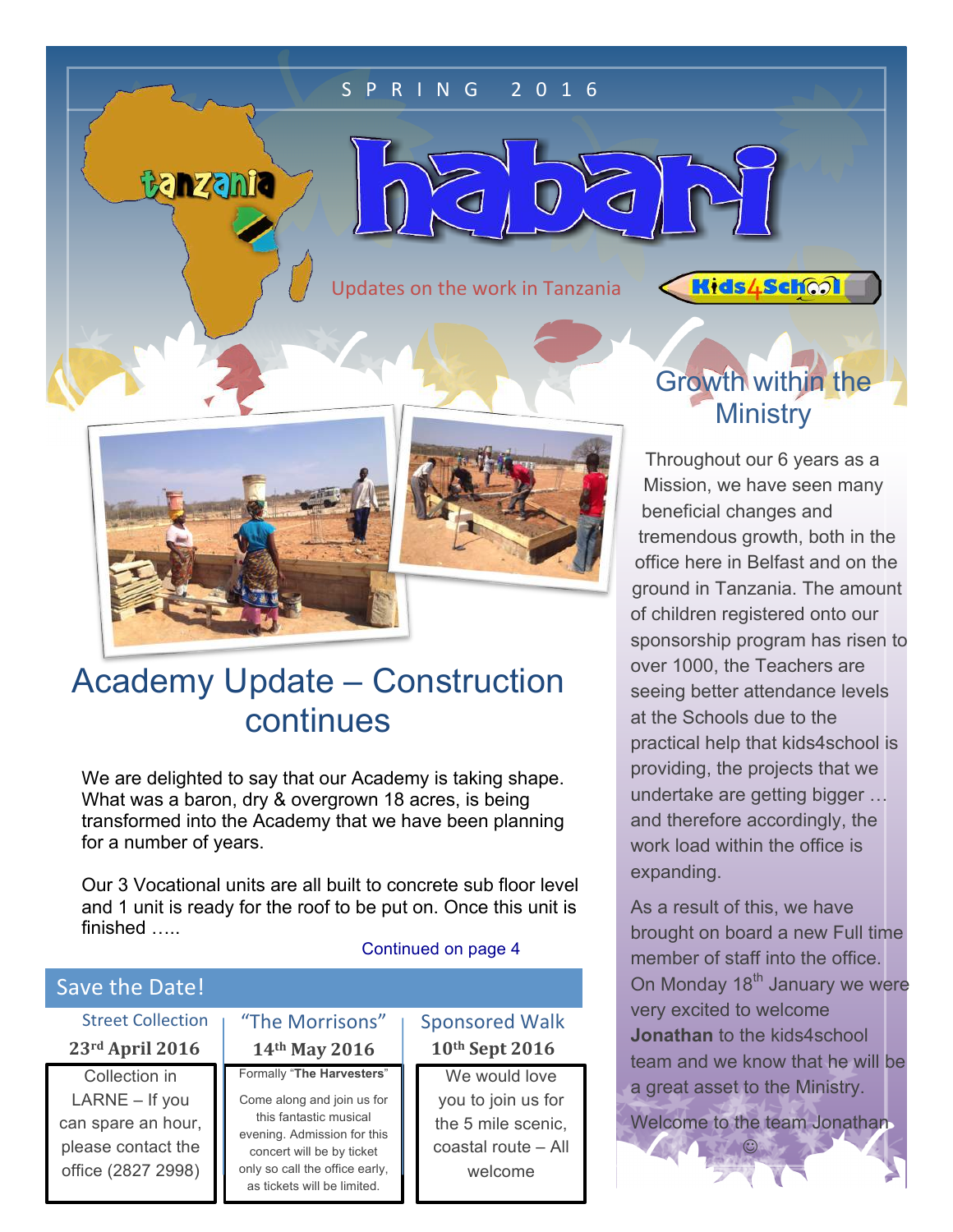SPRING 2016

# habari

tanzania

Updates on the work in Tanzania

Kids4School

## Academy Update – Construction continues

We are delighted to say that our Academy is taking shape. What was a baron, dry & overgrown 18 acres, is being transformed into the Academy that we have been planning for a number of years.

Our 3 Vocational units are all built to concrete sub floor level and 1 unit is ready for the roof to be put on. Once this unit is finished …..

Continued on page 4

## Save the Date!

| Street Collection | "The Morrisons" | Sponsored Walk |
|---|---|---|
| **23rd April 2016** | **14th May 2016** | **10th Sept 2016** |
| Collection in LARNE – If you can spare an hour, please contact the office (2827 2998) | Formally "**The Harvesters**" Come along and join us for this fantastic musical evening. Admission for this concert will be by ticket only so call the office early, as tickets will be limited. | We would love you to join us for the 5 mile scenic, coastal route – All welcome |

## Growth within the Ministry

Throughout our 6 years as a Mission, we have seen many beneficial changes and tremendous growth, both in the office here in Belfast and on the ground in Tanzania. The amount of children registered onto our sponsorship program has risen to over 1000, the Teachers are seeing better attendance levels at the Schools due to the practical help that kids4school is providing, the projects that we undertake are getting bigger … and therefore accordingly, the work load within the office is expanding.

As a result of this, we have brought on board a new Full time member of staff into the office. On Monday 18th January we were very excited to welcome **Jonathan** to the kids4school team and we know that he will be a great asset to the Ministry.

Welcome to the team Jonathan ☺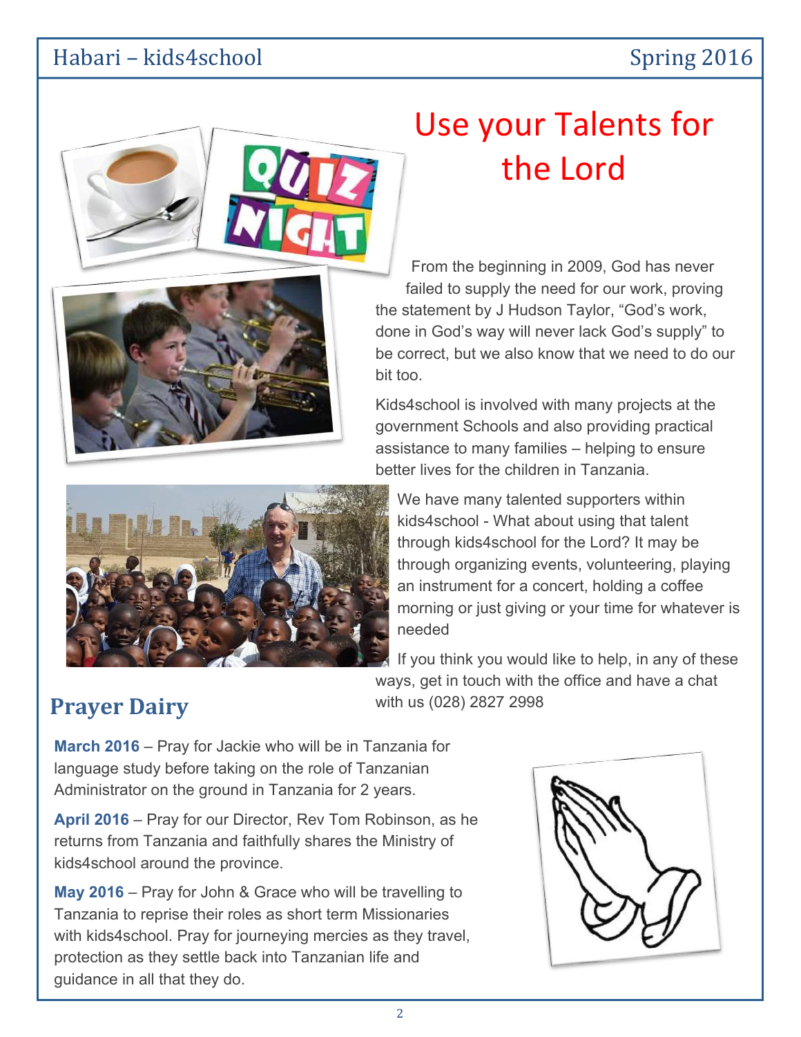# Use your Talents for the Lord

From the beginning in 2009, God has never failed to supply the need for our work, proving the statement by J Hudson Taylor, "God's work, done in God's way will never lack God's supply" to be correct, but we also know that we need to do our bit too.

Kids4school is involved with many projects at the government Schools and also providing practical assistance to many families – helping to ensure better lives for the children in Tanzania.

We have many talented supporters within kids4school - What about using that talent through kids4school for the Lord? It may be through organizing events, volunteering, playing an instrument for a concert, holding a coffee morning or just giving or your time for whatever is needed

If you think you would like to help, in any of these ways, get in touch with the office and have a chat with us (028) 2827 2998

## Prayer Dairy

**March 2016** – Pray for Jackie who will be in Tanzania for language study before taking on the role of Tanzanian Administrator on the ground in Tanzania for 2 years.

**April 2016** – Pray for our Director, Rev Tom Robinson, as he returns from Tanzania and faithfully shares the Ministry of kids4school around the province.

**May 2016** – Pray for John & Grace who will be travelling to Tanzania to reprise their roles as short term Missionaries with kids4school. Pray for journeying mercies as they travel, protection as they settle back into Tanzanian life and guidance in all that they do.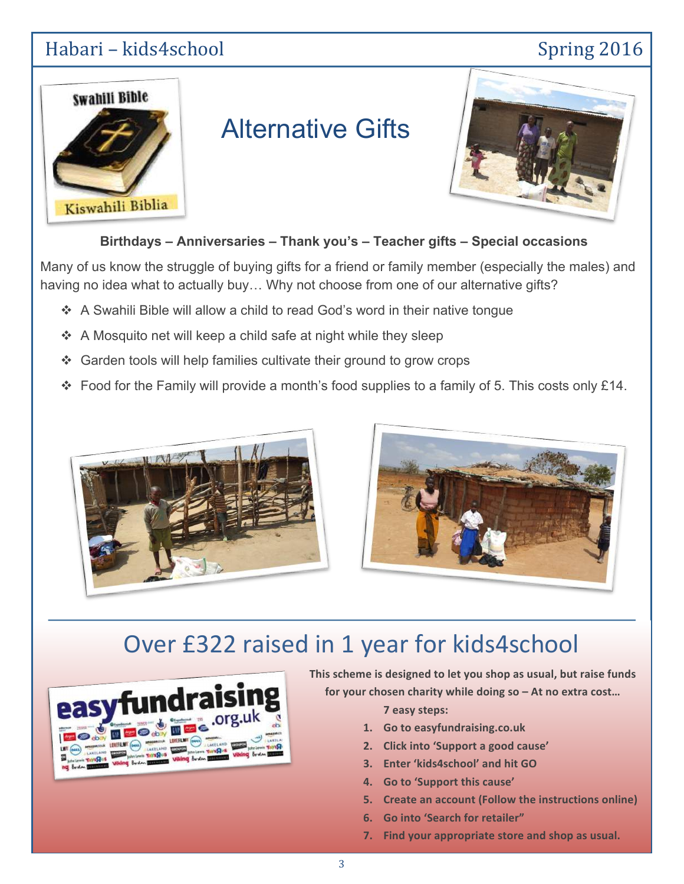# Alternative Gifts

**Birthdays – Anniversaries – Thank you's – Teacher gifts – Special occasions**

Many of us know the struggle of buying gifts for a friend or family member (especially the males) and having no idea what to actually buy… Why not choose from one of our alternative gifts?

- A Swahili Bible will allow a child to read God's word in their native tongue
- A Mosquito net will keep a child safe at night while they sleep
- Garden tools will help families cultivate their ground to grow crops
- Food for the Family will provide a month's food supplies to a family of 5. This costs only £14.

# Over £322 raised in 1 year for kids4school

**This scheme is designed to let you shop as usual, but raise funds for your chosen charity while doing so – At no extra cost…**

**7 easy steps:**

1. **Go to easyfundraising.co.uk**
2. **Click into 'Support a good cause'**
3. **Enter 'kids4school' and hit GO**
4. **Go to 'Support this cause'**
5. **Create an account (Follow the instructions online)**
6. **Go into 'Search for retailer"**
7. **Find your appropriate store and shop as usual.**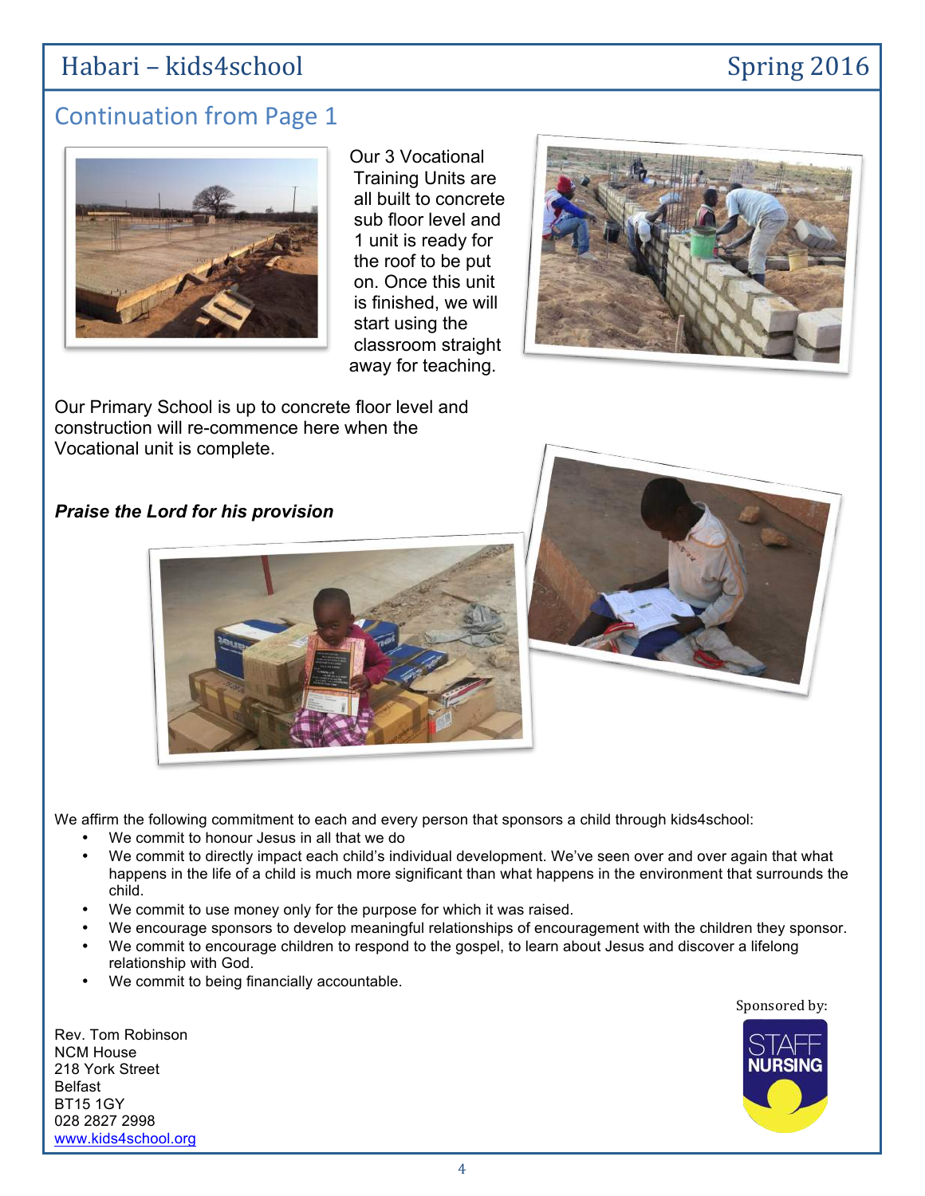## Continuation from Page 1

Our 3 Vocational Training Units are all built to concrete sub floor level and 1 unit is ready for the roof to be put on. Once this unit is finished, we will start using the classroom straight away for teaching.

Our Primary School is up to concrete floor level and construction will re-commence here when the Vocational unit is complete.

***Praise the Lord for his provision***

We affirm the following commitment to each and every person that sponsors a child through kids4school:

- We commit to honour Jesus in all that we do
- We commit to directly impact each child's individual development. We've seen over and over again that what happens in the life of a child is much more significant than what happens in the environment that surrounds the child.
- We commit to use money only for the purpose for which it was raised.
- We encourage sponsors to develop meaningful relationships of encouragement with the children they sponsor.
- We commit to encourage children to respond to the gospel, to learn about Jesus and discover a lifelong relationship with God.
- We commit to being financially accountable.

Rev. Tom Robinson
NCM House
218 York Street
Belfast
BT15 1GY
028 2827 2998
www.kids4school.org

Sponsored by:

STAFF NURSING